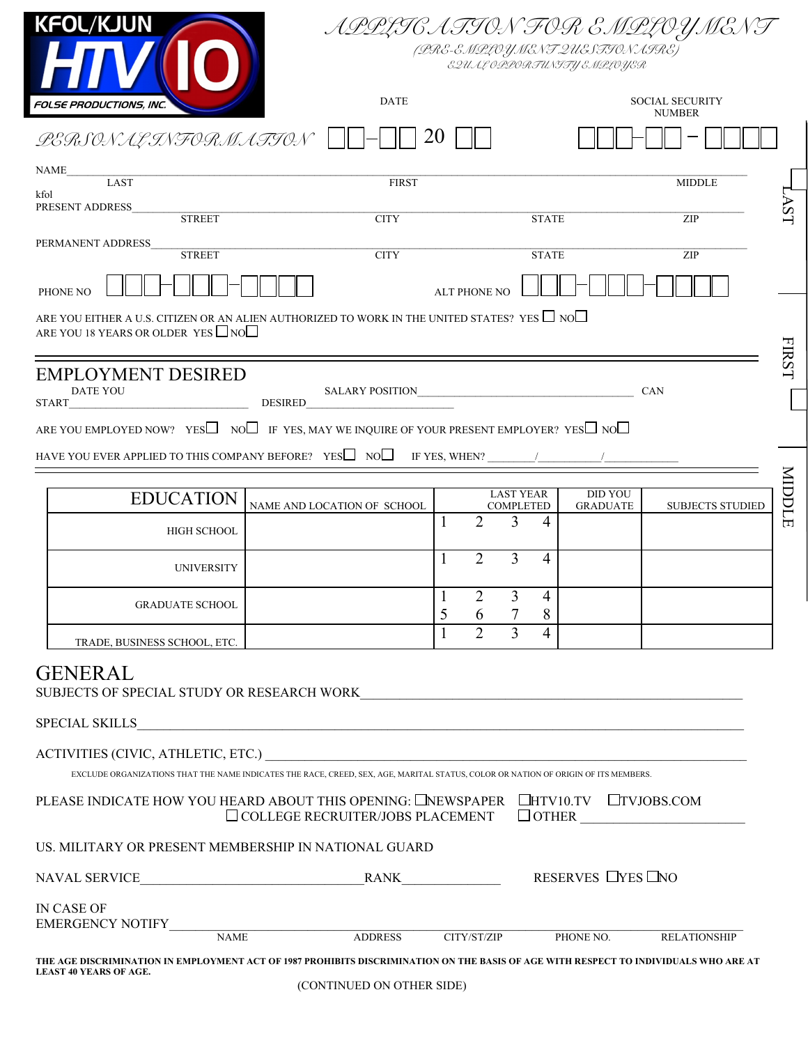KFOL/KJUN HTV 10 FOLSE PRODUCTIONS, INC.

# APPLICATION FOR EMPLOYMENT

(PRE-EMPLOYMENT QUESTIONNAIRE)

EQUAL OPPORTUNITY EMPLOYER

## PERSONAL INFORMATION

DATE ☐☐-☐☐ 20 ☐☐

SOCIAL SECURITY NUMBER ☐☐☐-☐☐-☐☐☐☐

NAME________________________________________________________________
LAST FIRST MIDDLE

kfol

PRESENT ADDRESS______________________________________________________
STREET CITY STATE ZIP

PERMANENT ADDRESS____________________________________________________
STREET CITY STATE ZIP

PHONE NO ☐☐☐-☐☐☐-☐☐☐☐ ALT PHONE NO ☐☐☐-☐☐☐-☐☐☐☐

ARE YOU EITHER A U.S. CITIZEN OR AN ALIEN AUTHORIZED TO WORK IN THE UNITED STATES? YES ☐ NO☐

ARE YOU 18 YEARS OR OLDER YES ☐ NO☐

LAST FIRST MIDDLE

## EMPLOYMENT DESIRED

DATE YOU START________________ SALARY DESIRED________________ POSITION________________ CAN

ARE YOU EMPLOYED NOW? YES☐ NO☐ IF YES, MAY WE INQUIRE OF YOUR PRESENT EMPLOYER? YES☐ NO☐

HAVE YOU EVER APPLIED TO THIS COMPANY BEFORE? YES☐ NO☐ IF YES, WHEN? ________/__________/____________

| EDUCATION | NAME AND LOCATION OF SCHOOL | LAST YEAR COMPLETED | DID YOU GRADUATE | SUBJECTS STUDIED |
|---|---|---|---|---|
| HIGH SCHOOL | | 1 2 3 4 | | |
| UNIVERSITY | | 1 2 3 4 | | |
| GRADUATE SCHOOL | | 1 2 3 4 5 6 7 8 | | |
| TRADE, BUSINESS SCHOOL, ETC. | | 1 2 3 4 | | |

## GENERAL

SUBJECTS OF SPECIAL STUDY OR RESEARCH WORK______________________________________________

SPECIAL SKILLS________________________________________________________________________

ACTIVITIES (CIVIC, ATHLETIC, ETC.) ____________________________________________________

EXCLUDE ORGANIZATIONS THAT THE NAME INDICATES THE RACE, CREED, SEX, AGE, MARITAL STATUS, COLOR OR NATION OF ORIGIN OF ITS MEMBERS.

PLEASE INDICATE HOW YOU HEARD ABOUT THIS OPENING: ☐NEWSPAPER ☐HTV10.TV ☐TVJOBS.COM ☐ COLLEGE RECRUITER/JOBS PLACEMENT ☐OTHER ____________________

US. MILITARY OR PRESENT MEMBERSHIP IN NATIONAL GUARD

NAVAL SERVICE________________________________ RANK______________ RESERVES ☐YES ☐NO

IN CASE OF EMERGENCY NOTIFY____________________________________________________________
NAME ADDRESS CITY/ST/ZIP PHONE NO. RELATIONSHIP

**THE AGE DISCRIMINATION IN EMPLOYMENT ACT OF 1987 PROHIBITS DISCRIMINATION ON THE BASIS OF AGE WITH RESPECT TO INDIVIDUALS WHO ARE AT LEAST 40 YEARS OF AGE.**

(CONTINUED ON OTHER SIDE)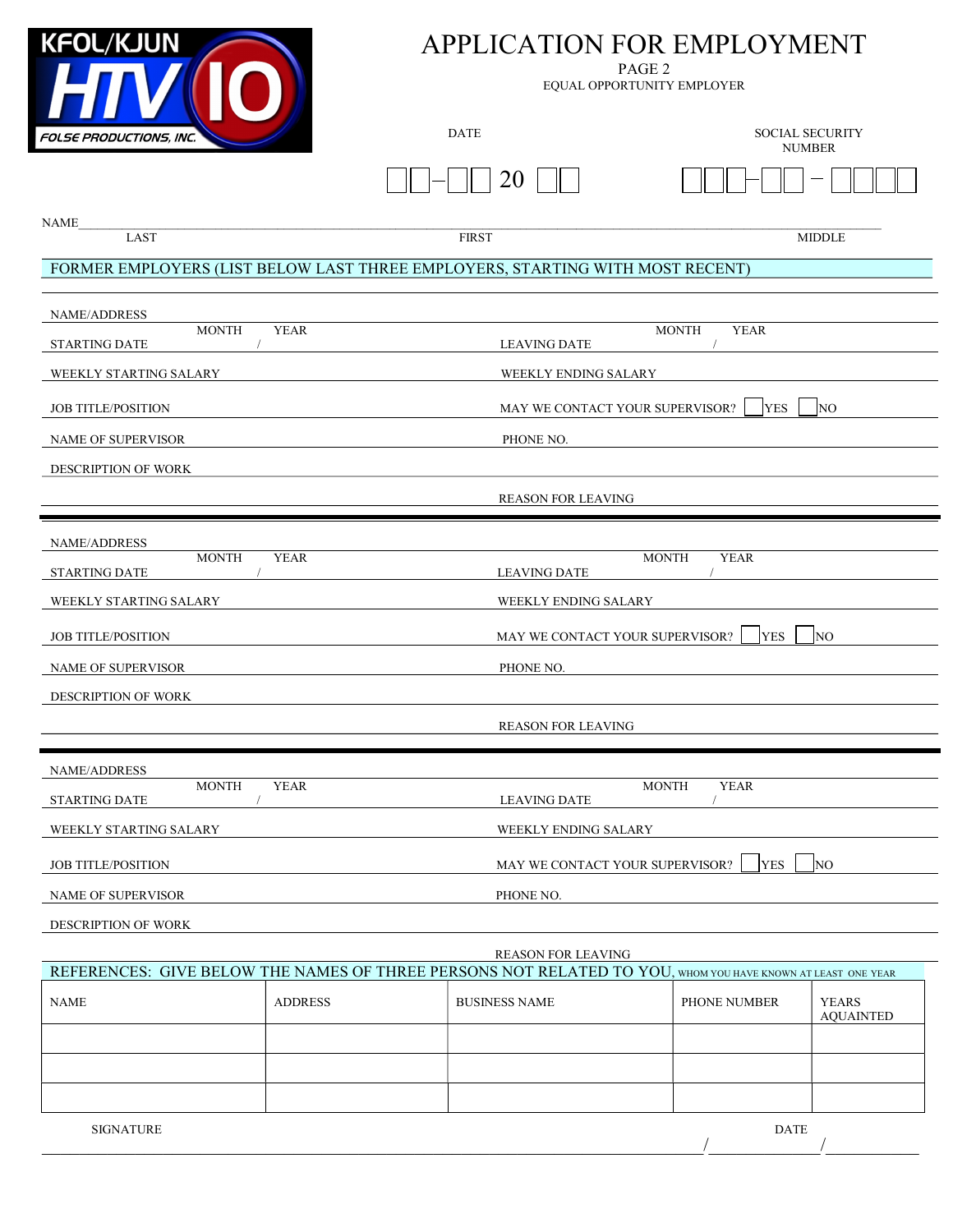KFOL/KJUN HTV 10 FOLSE PRODUCTIONS, INC.

# APPLICATION FOR EMPLOYMENT

PAGE 2

EQUAL OPPORTUNITY EMPLOYER

DATE ☐☐–☐☐ 20 ☐☐

SOCIAL SECURITY NUMBER ☐☐☐–☐☐ – ☐☐☐☐

NAME ______________________________________________
LAST FIRST MIDDLE

## FORMER EMPLOYERS (LIST BELOW LAST THREE EMPLOYERS, STARTING WITH MOST RECENT)

NAME/ADDRESS

STARTING DATE MONTH / YEAR — LEAVING DATE MONTH / YEAR

WEEKLY STARTING SALARY — WEEKLY ENDING SALARY

JOB TITLE/POSITION — MAY WE CONTACT YOUR SUPERVISOR? ☐ YES ☐ NO

NAME OF SUPERVISOR — PHONE NO.

DESCRIPTION OF WORK

REASON FOR LEAVING

---

NAME/ADDRESS

STARTING DATE MONTH / YEAR — LEAVING DATE MONTH / YEAR

WEEKLY STARTING SALARY — WEEKLY ENDING SALARY

JOB TITLE/POSITION — MAY WE CONTACT YOUR SUPERVISOR? ☐ YES ☐ NO

NAME OF SUPERVISOR — PHONE NO.

DESCRIPTION OF WORK

REASON FOR LEAVING

---

NAME/ADDRESS

STARTING DATE MONTH / YEAR — LEAVING DATE MONTH / YEAR

WEEKLY STARTING SALARY — WEEKLY ENDING SALARY

JOB TITLE/POSITION — MAY WE CONTACT YOUR SUPERVISOR? ☐ YES ☐ NO

NAME OF SUPERVISOR — PHONE NO.

DESCRIPTION OF WORK

REASON FOR LEAVING

## REFERENCES: GIVE BELOW THE NAMES OF THREE PERSONS NOT RELATED TO YOU, WHOM YOU HAVE KNOWN AT LEAST ONE YEAR

| NAME | ADDRESS | BUSINESS NAME | PHONE NUMBER | YEARS AQUAINTED |
|---|---|---|---|---|
| | | | | |
| | | | | |
| | | | | |

SIGNATURE ______________________________ DATE ____/____/____